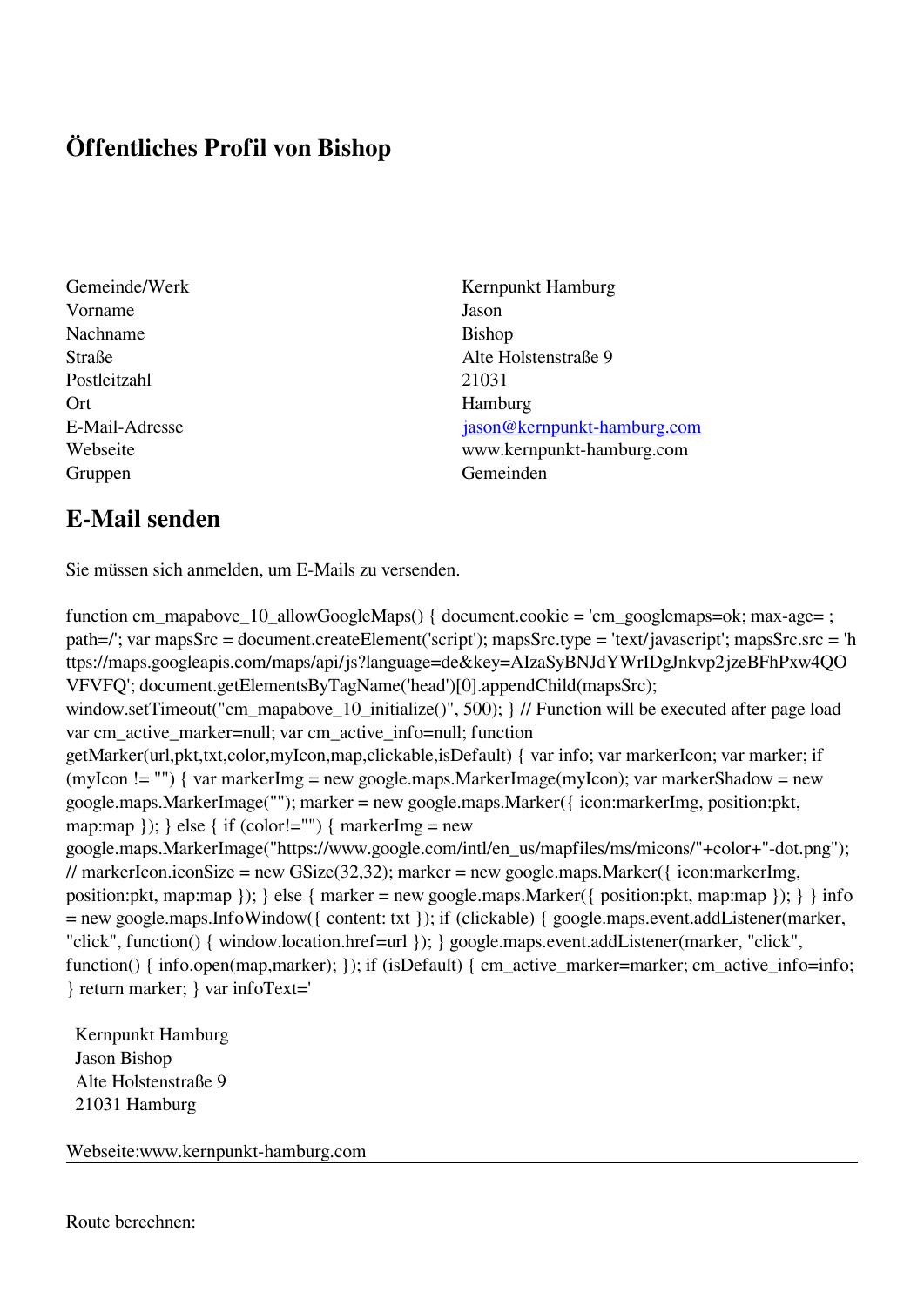# Öffentliches Profil von Bishop

| | |
|---|---|
| Gemeinde/Werk | Kernpunkt Hamburg |
| Vorname | Jason |
| Nachname | Bishop |
| Straße | Alte Holstenstraße 9 |
| Postleitzahl | 21031 |
| Ort | Hamburg |
| E-Mail-Adresse | jason@kernpunkt-hamburg.com |
| Webseite | www.kernpunkt-hamburg.com |
| Gruppen | Gemeinden |

## E-Mail senden

Sie müssen sich anmelden, um E-Mails zu versenden.

function cm_mapabove_10_allowGoogleMaps() { document.cookie = 'cm_googlemaps=ok; max-age= ; path=/'; var mapsSrc = document.createElement('script'); mapsSrc.type = 'text/javascript'; mapsSrc.src = 'https://maps.googleapis.com/maps/api/js?language=de&key=AIzaSyBNJdYWrIDgJnkvp2jzeBFhPxw4QOVFVFQ'; document.getElementsByTagName('head')[0].appendChild(mapsSrc); window.setTimeout("cm_mapabove_10_initialize()", 500); } // Function will be executed after page load var cm_active_marker=null; var cm_active_info=null; function getMarker(url,pkt,txt,color,myIcon,map,clickable,isDefault) { var info; var markerIcon; var marker; if (myIcon != "") { var markerImg = new google.maps.MarkerImage(myIcon); var markerShadow = new google.maps.MarkerImage(""); marker = new google.maps.Marker({ icon:markerImg, position:pkt, map:map }); } else { if (color!="") { markerImg = new google.maps.MarkerImage("https://www.google.com/intl/en_us/mapfiles/ms/micons/"+color+"-dot.png"); // markerIcon.iconSize = new GSize(32,32); marker = new google.maps.Marker({ icon:markerImg, position:pkt, map:map }); } else { marker = new google.maps.Marker({ position:pkt, map:map }); } } info = new google.maps.InfoWindow({ content: txt }); if (clickable) { google.maps.event.addListener(marker, "click", function() { window.location.href=url }); } google.maps.event.addListener(marker, "click", function() { info.open(map,marker); }); if (isDefault) { cm_active_marker=marker; cm_active_info=info; } return marker; } var infoText='

Kernpunkt Hamburg
Jason Bishop
Alte Holstenstraße 9
21031 Hamburg

Webseite:www.kernpunkt-hamburg.com

---

Route berechnen: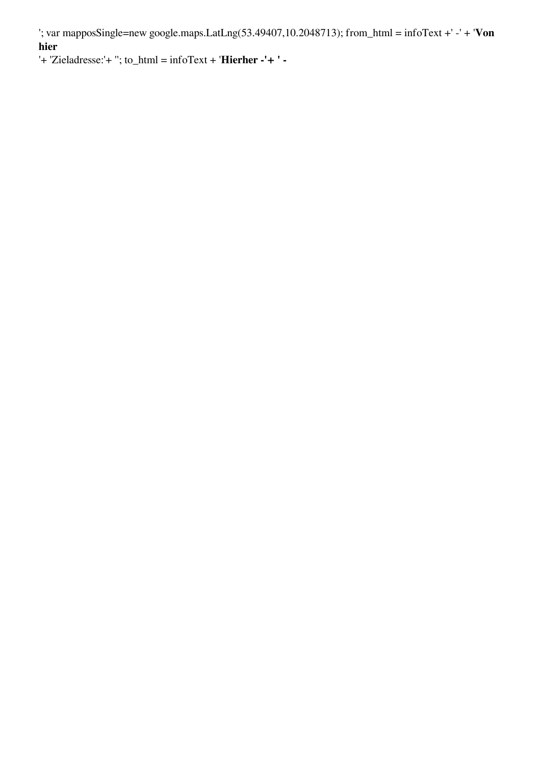'; var mapposSingle=new google.maps.LatLng(53.49407,10.2048713); from_html = infoText +' -' + '**Von hier**
'+ 'Zieladresse:'+ ''; to_html = infoText + '**Hierher -'+ ' -**